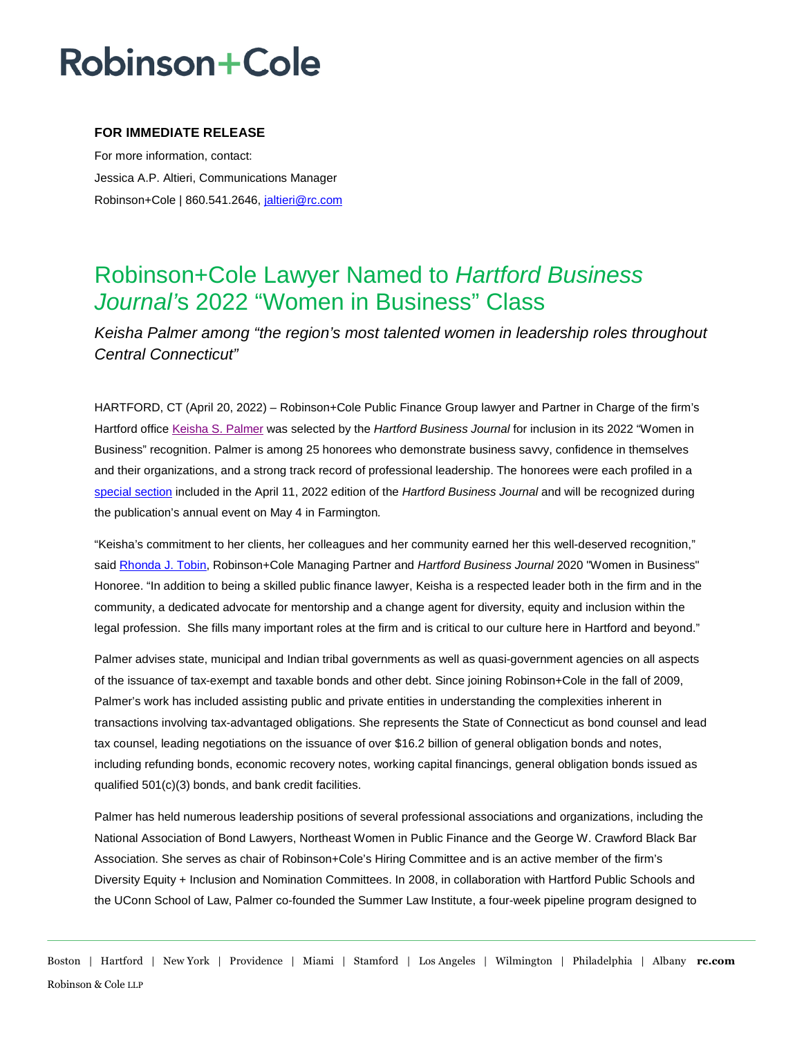# Robinson+Cole

**FOR IMMEDIATE RELEASE**

For more information, contact:
Jessica A.P. Altieri, Communications Manager
Robinson+Cole | 860.541.2646, jaltieri@rc.com

## Robinson+Cole Lawyer Named to *Hartford Business Journal*'s 2022 "Women in Business" Class

*Keisha Palmer among "the region's most talented women in leadership roles throughout Central Connecticut"*

HARTFORD, CT (April 20, 2022) – Robinson+Cole Public Finance Group lawyer and Partner in Charge of the firm's Hartford office Keisha S. Palmer was selected by the *Hartford Business Journal* for inclusion in its 2022 "Women in Business" recognition. Palmer is among 25 honorees who demonstrate business savvy, confidence in themselves and their organizations, and a strong track record of professional leadership. The honorees were each profiled in a special section included in the April 11, 2022 edition of the *Hartford Business Journal* and will be recognized during the publication's annual event on May 4 in Farmington*.*

"Keisha's commitment to her clients, her colleagues and her community earned her this well-deserved recognition," said Rhonda J. Tobin, Robinson+Cole Managing Partner and *Hartford Business Journal* 2020 "Women in Business" Honoree. "In addition to being a skilled public finance lawyer, Keisha is a respected leader both in the firm and in the community, a dedicated advocate for mentorship and a change agent for diversity, equity and inclusion within the legal profession. She fills many important roles at the firm and is critical to our culture here in Hartford and beyond."

Palmer advises state, municipal and Indian tribal governments as well as quasi-government agencies on all aspects of the issuance of tax-exempt and taxable bonds and other debt. Since joining Robinson+Cole in the fall of 2009, Palmer's work has included assisting public and private entities in understanding the complexities inherent in transactions involving tax-advantaged obligations. She represents the State of Connecticut as bond counsel and lead tax counsel, leading negotiations on the issuance of over $16.2 billion of general obligation bonds and notes, including refunding bonds, economic recovery notes, working capital financings, general obligation bonds issued as qualified 501(c)(3) bonds, and bank credit facilities.

Palmer has held numerous leadership positions of several professional associations and organizations, including the National Association of Bond Lawyers, Northeast Women in Public Finance and the George W. Crawford Black Bar Association. She serves as chair of Robinson+Cole's Hiring Committee and is an active member of the firm's Diversity Equity + Inclusion and Nomination Committees. In 2008, in collaboration with Hartford Public Schools and the UConn School of Law, Palmer co-founded the Summer Law Institute, a four-week pipeline program designed to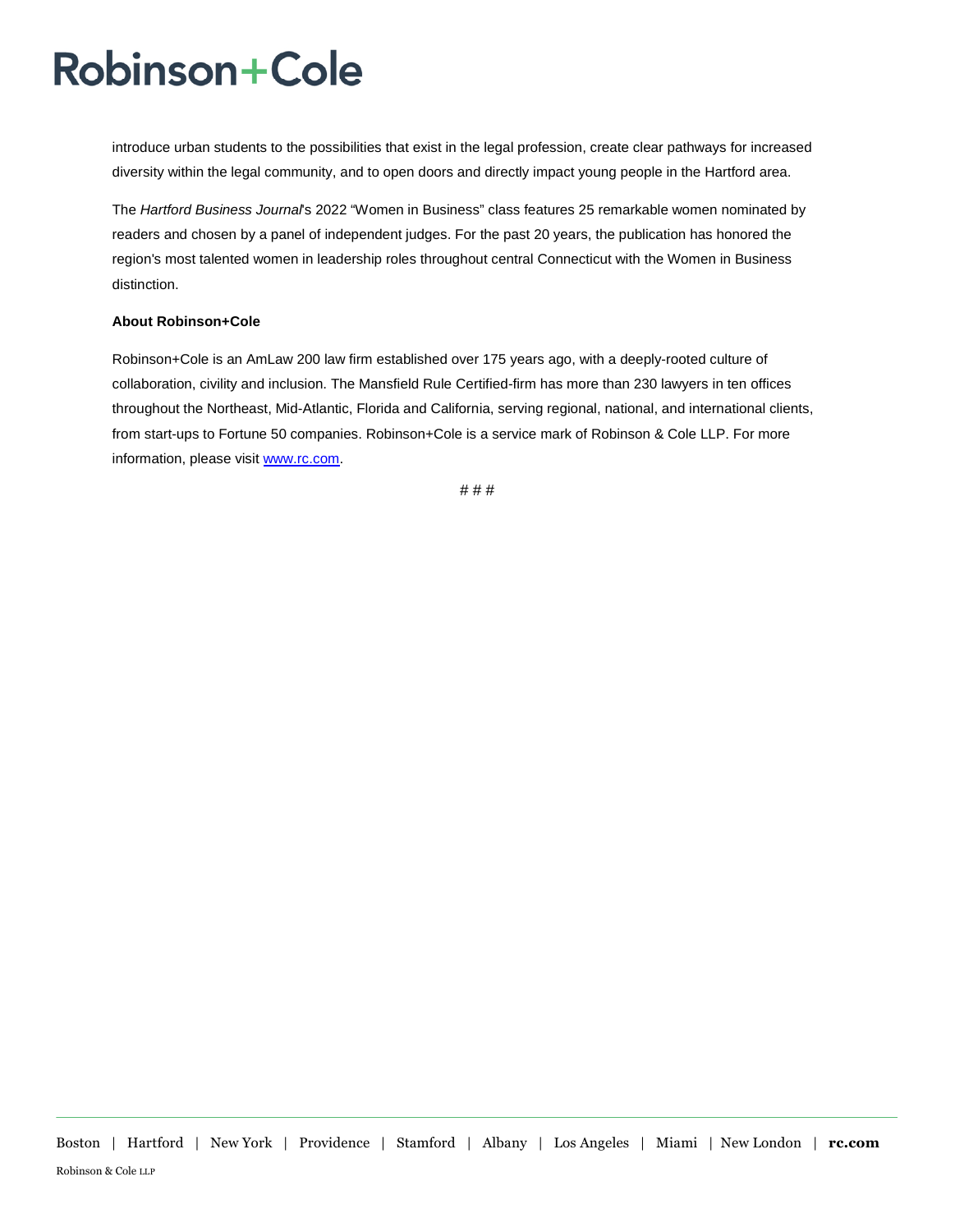introduce urban students to the possibilities that exist in the legal profession, create clear pathways for increased diversity within the legal community, and to open doors and directly impact young people in the Hartford area.

The *Hartford Business Journal*'s 2022 "Women in Business" class features 25 remarkable women nominated by readers and chosen by a panel of independent judges. For the past 20 years, the publication has honored the region's most talented women in leadership roles throughout central Connecticut with the Women in Business distinction.

**About Robinson+Cole**

Robinson+Cole is an AmLaw 200 law firm established over 175 years ago, with a deeply-rooted culture of collaboration, civility and inclusion. The Mansfield Rule Certified-firm has more than 230 lawyers in ten offices throughout the Northeast, Mid-Atlantic, Florida and California, serving regional, national, and international clients, from start-ups to Fortune 50 companies. Robinson+Cole is a service mark of Robinson & Cole LLP. For more information, please visit [www.rc.com](http://www.rc.com).

# # #